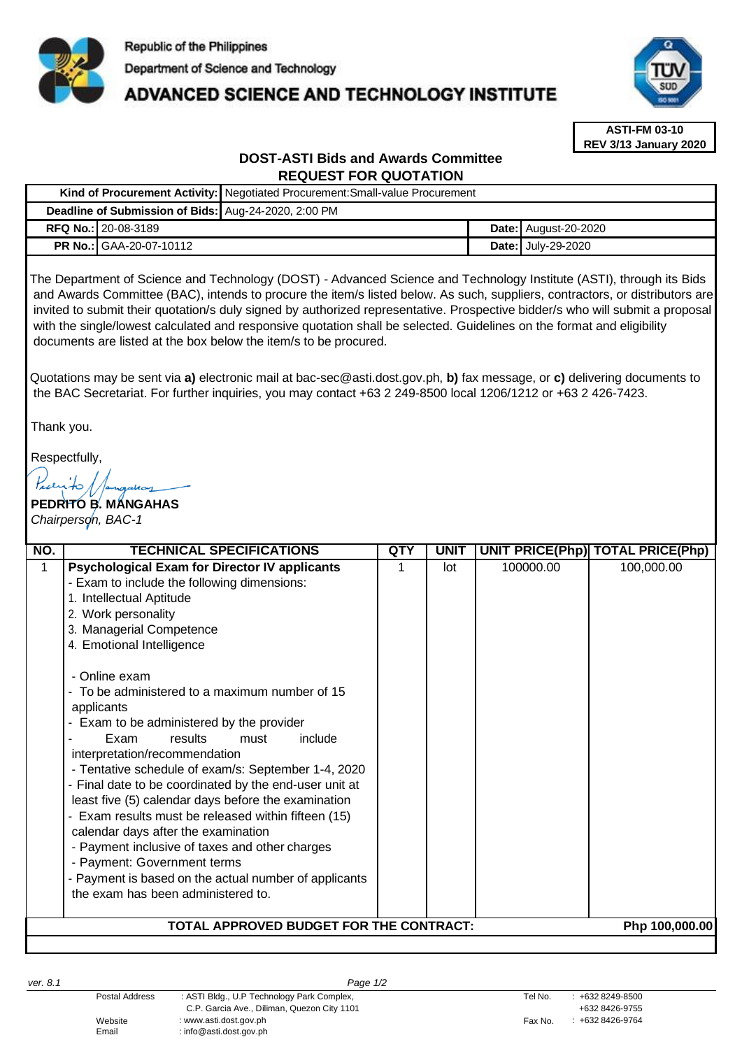Republic of the Philippines

Department of Science and Technology

# ADVANCED SCIENCE AND TECHNOLOGY INSTITUTE

**ASTI-FM 03-10**
**REV 3/13 January 2020**

## DOST-ASTI Bids and Awards Committee
## REQUEST FOR QUOTATION

| | | | |
|---|---|---|---|
| **Kind of Procurement Activity:** | Negotiated Procurement:Small-value Procurement | | |
| **Deadline of Submission of Bids:** | Aug-24-2020, 2:00 PM | | |
| **RFQ No.:** | 20-08-3189 | **Date:** | August-20-2020 |
| **PR No.:** | GAA-20-07-10112 | **Date:** | July-29-2020 |

The Department of Science and Technology (DOST) - Advanced Science and Technology Institute (ASTI), through its Bids and Awards Committee (BAC), intends to procure the item/s listed below. As such, suppliers, contractors, or distributors are invited to submit their quotation/s duly signed by authorized representative. Prospective bidder/s who will submit a proposal with the single/lowest calculated and responsive quotation shall be selected. Guidelines on the format and eligibility documents are listed at the box below the item/s to be procured.

Quotations may be sent via **a)** electronic mail at bac-sec@asti.dost.gov.ph, **b)** fax message, or **c)** delivering documents to the BAC Secretariat. For further inquiries, you may contact +63 2 249-8500 local 1206/1212 or +63 2 426-7423.

Thank you.

Respectfully,

**PEDRITO B. MANGAHAS**
*Chairperson, BAC-1*

| NO. | TECHNICAL SPECIFICATIONS | QTY | UNIT | UNIT PRICE(Php) | TOTAL PRICE(Php) |
|---|---|---|---|---|---|
| 1 | **Psychological Exam for Director IV applicants**<br>- Exam to include the following dimensions:<br>1. Intellectual Aptitude<br>2. Work personality<br>3. Managerial Competence<br>4. Emotional Intelligence<br><br>- Online exam<br>- To be administered to a maximum number of 15 applicants<br>- Exam to be administered by the provider<br>- Exam results must include interpretation/recommendation<br>- Tentative schedule of exam/s: September 1-4, 2020<br>- Final date to be coordinated by the end-user unit at least five (5) calendar days before the examination<br>- Exam results must be released within fifteen (15) calendar days after the examination<br>- Payment inclusive of taxes and other charges<br>- Payment: Government terms<br>- Payment is based on the actual number of applicants the exam has been administered to. | 1 | lot | 100000.00 | 100,000.00 |
| | **TOTAL APPROVED BUDGET FOR THE CONTRACT:** | | | | **Php 100,000.00** |

ver. 8.1

| | | | |
|---|---|---|---|
| Postal Address | : ASTI Bldg., U.P Technology Park Complex, C.P. Garcia Ave., Diliman, Quezon City 1101 | Tel No. | : +632 8249-8500 +632 8426-9755 |
| Website | : www.asti.dost.gov.ph | Fax No. | : +632 8426-9764 |
| Email | : info@asti.dost.gov.ph | | |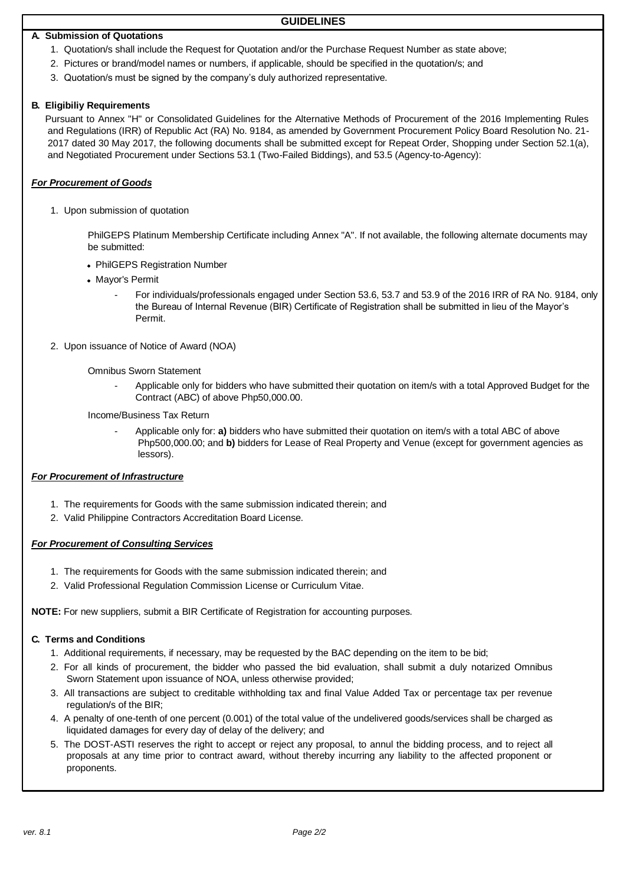## GUIDELINES

### A. Submission of Quotations

1. Quotation/s shall include the Request for Quotation and/or the Purchase Request Number as state above;
2. Pictures or brand/model names or numbers, if applicable, should be specified in the quotation/s; and
3. Quotation/s must be signed by the company's duly authorized representative.

### B. Eligibiliy Requirements

Pursuant to Annex "H" or Consolidated Guidelines for the Alternative Methods of Procurement of the 2016 Implementing Rules and Regulations (IRR) of Republic Act (RA) No. 9184, as amended by Government Procurement Policy Board Resolution No. 21-2017 dated 30 May 2017, the following documents shall be submitted except for Repeat Order, Shopping under Section 52.1(a), and Negotiated Procurement under Sections 53.1 (Two-Failed Biddings), and 53.5 (Agency-to-Agency):

***For Procurement of Goods***

1. Upon submission of quotation

   PhilGEPS Platinum Membership Certificate including Annex "A". If not available, the following alternate documents may be submitted:

   - PhilGEPS Registration Number
   - Mayor's Permit
     - For individuals/professionals engaged under Section 53.6, 53.7 and 53.9 of the 2016 IRR of RA No. 9184, only the Bureau of Internal Revenue (BIR) Certificate of Registration shall be submitted in lieu of the Mayor's Permit.

2. Upon issuance of Notice of Award (NOA)

   Omnibus Sworn Statement

   - Applicable only for bidders who have submitted their quotation on item/s with a total Approved Budget for the Contract (ABC) of above Php50,000.00.

   Income/Business Tax Return

   - Applicable only for: **a)** bidders who have submitted their quotation on item/s with a total ABC of above Php500,000.00; and **b)** bidders for Lease of Real Property and Venue (except for government agencies as lessors).

***For Procurement of Infrastructure***

1. The requirements for Goods with the same submission indicated therein; and
2. Valid Philippine Contractors Accreditation Board License.

***For Procurement of Consulting Services***

1. The requirements for Goods with the same submission indicated therein; and
2. Valid Professional Regulation Commission License or Curriculum Vitae.

**NOTE:** For new suppliers, submit a BIR Certificate of Registration for accounting purposes.

### C. Terms and Conditions

1. Additional requirements, if necessary, may be requested by the BAC depending on the item to be bid;
2. For all kinds of procurement, the bidder who passed the bid evaluation, shall submit a duly notarized Omnibus Sworn Statement upon issuance of NOA, unless otherwise provided;
3. All transactions are subject to creditable withholding tax and final Value Added Tax or percentage tax per revenue regulation/s of the BIR;
4. A penalty of one-tenth of one percent (0.001) of the total value of the undelivered goods/services shall be charged as liquidated damages for every day of delay of the delivery; and
5. The DOST-ASTI reserves the right to accept or reject any proposal, to annul the bidding process, and to reject all proposals at any time prior to contract award, without thereby incurring any liability to the affected proponent or proponents.

*ver. 8.1*